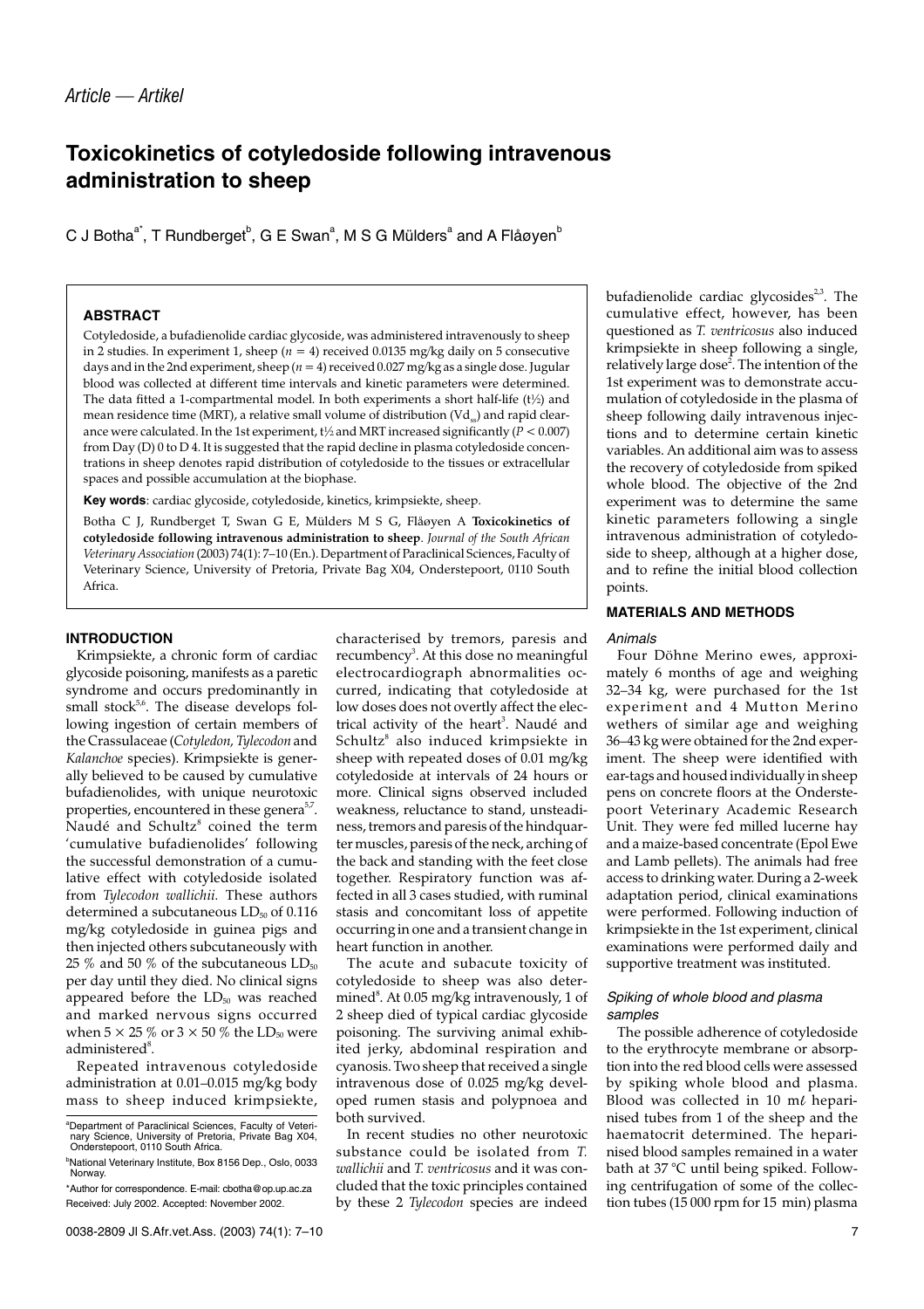*Article — Artikel*

# Toxicokinetics of cotyledoside following intravenous administration to sheep

C J Botha[a*], T Rundberget[b], G E Swan[a], M S G Mülders[a] and A Flåøyen[b]

## ABSTRACT

Cotyledoside, a bufadienolide cardiac glycoside, was administered intravenously to sheep in 2 studies. In experiment 1, sheep ($n = 4$) received 0.0135 mg/kg daily on 5 consecutive days and in the 2nd experiment, sheep ($n = 4$) received 0.027 mg/kg as a single dose. Jugular blood was collected at different time intervals and kinetic parameters were determined. The data fitted a 1-compartmental model. In both experiments a short half-life (t½) and mean residence time (MRT), a relative small volume of distribution ($Vd_{ss}$) and rapid clearance were calculated. In the 1st experiment, t½ and MRT increased significantly ($P < 0.007$) from Day (D) 0 to D 4. It is suggested that the rapid decline in plasma cotyledoside concentrations in sheep denotes rapid distribution of cotyledoside to the tissues or extracellular spaces and possible accumulation at the biophase.

**Key words**: cardiac glycoside, cotyledoside, kinetics, krimpsiekte, sheep.

Botha C J, Rundberget T, Swan G E, Mülders M S G, Flåøyen A **Toxicokinetics of cotyledoside following intravenous administration to sheep**. *Journal of the South African Veterinary Association* (2003) 74(1): 7–10 (En.). Department of Paraclinical Sciences, Faculty of Veterinary Science, University of Pretoria, Private Bag X04, Onderstepoort, 0110 South Africa.

## INTRODUCTION

Krimpsiekte, a chronic form of cardiac glycoside poisoning, manifests as a paretic syndrome and occurs predominantly in small stock[5,6]. The disease develops following ingestion of certain members of the Crassulaceae (*Cotyledon*, *Tylecodon* and *Kalanchoe* species). Krimpsiekte is generally believed to be caused by cumulative bufadienolides, with unique neurotoxic properties, encountered in these genera[5,7]. Naudé and Schultz[8] coined the term 'cumulative bufadienolides' following the successful demonstration of a cumulative effect with cotyledoside isolated from *Tylecodon wallichii*. These authors determined a subcutaneous $LD_{50}$ of 0.116 mg/kg cotyledoside in guinea pigs and then injected others subcutaneously with 25 % and 50 % of the subcutaneous $LD_{50}$ per day until they died. No clinical signs appeared before the $LD_{50}$ was reached and marked nervous signs occurred when $5 \times 25$ % or $3 \times 50$ % the $LD_{50}$ were administered[8].

Repeated intravenous cotyledoside administration at 0.01–0.015 mg/kg body mass to sheep induced krimpsiekte, characterised by tremors, paresis and recumbency[3]. At this dose no meaningful electrocardiograph abnormalities occurred, indicating that cotyledoside at low doses does not overtly affect the electrical activity of the heart[3]. Naudé and Schultz[8] also induced krimpsiekte in sheep with repeated doses of 0.01 mg/kg cotyledoside at intervals of 24 hours or more. Clinical signs observed included weakness, reluctance to stand, unsteadiness, tremors and paresis of the hindquarter muscles, paresis of the neck, arching of the back and standing with the feet close together. Respiratory function was affected in all 3 cases studied, with ruminal stasis and concomitant loss of appetite occurring in one and a transient change in heart function in another.

The acute and subacute toxicity of cotyledoside to sheep was also determined[8]. At 0.05 mg/kg intravenously, 1 of 2 sheep died of typical cardiac glycoside poisoning. The surviving animal exhibited jerky, abdominal respiration and cyanosis. Two sheep that received a single intravenous dose of 0.025 mg/kg developed rumen stasis and polypnoea and both survived.

In recent studies no other neurotoxic substance could be isolated from *T. wallichii* and *T. ventricosus* and it was concluded that the toxic principles contained by these 2 *Tylecodon* species are indeed bufadienolide cardiac glycosides[2,3]. The cumulative effect, however, has been questioned as *T. ventricosus* also induced krimpsiekte in sheep following a single, relatively large dose[2]. The intention of the 1st experiment was to demonstrate accumulation of cotyledoside in the plasma of sheep following daily intravenous injections and to determine certain kinetic variables. An additional aim was to assess the recovery of cotyledoside from spiked whole blood. The objective of the 2nd experiment was to determine the same kinetic parameters following a single intravenous administration of cotyledoside to sheep, although at a higher dose, and to refine the initial blood collection points.

## MATERIALS AND METHODS

### *Animals*

Four Döhne Merino ewes, approximately 6 months of age and weighing 32–34 kg, were purchased for the 1st experiment and 4 Mutton Merino wethers of similar age and weighing 36–43 kg were obtained for the 2nd experiment. The sheep were identified with ear-tags and housed individually in sheep pens on concrete floors at the Onderstepoort Veterinary Academic Research Unit. They were fed milled lucerne hay and a maize-based concentrate (Epol Ewe and Lamb pellets). The animals had free access to drinking water. During a 2-week adaptation period, clinical examinations were performed. Following induction of krimpsiekte in the 1st experiment, clinical examinations were performed daily and supportive treatment was instituted.

### *Spiking of whole blood and plasma samples*

The possible adherence of cotyledoside to the erythrocyte membrane or absorption into the red blood cells were assessed by spiking whole blood and plasma. Blood was collected in 10 mℓ heparinised tubes from 1 of the sheep and the haematocrit determined. The heparinised blood samples remained in a water bath at 37 °C until being spiked. Following centrifugation of some of the collection tubes (15 000 rpm for 15 min) plasma

[a]Department of Paraclinical Sciences, Faculty of Veterinary Science, University of Pretoria, Private Bag X04, Onderstepoort, 0110 South Africa.

[b]National Veterinary Institute, Box 8156 Dep., Oslo, 0033 Norway.

*Author for correspondence. E-mail: cbotha@op.up.ac.za

Received: July 2002. Accepted: November 2002.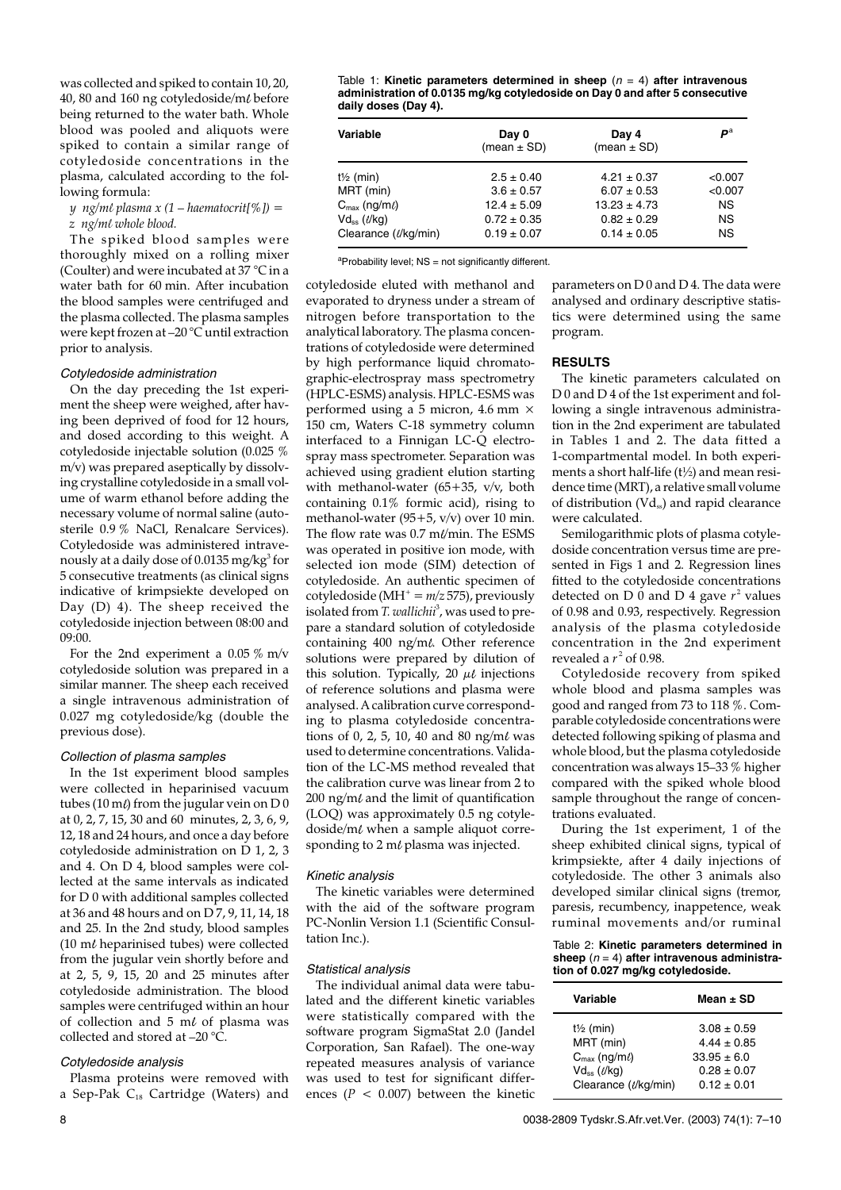was collected and spiked to contain 10, 20, 40, 80 and 160 ng cotyledoside/mℓ before being returned to the water bath. Whole blood was pooled and aliquots were spiked to contain a similar range of cotyledoside concentrations in the plasma, calculated according to the following formula:

*y ng/mℓ plasma x (1 – haematocrit[%]) = z ng/mℓ whole blood.*

The spiked blood samples were thoroughly mixed on a rolling mixer (Coulter) and were incubated at 37 °C in a water bath for 60 min. After incubation the blood samples were centrifuged and the plasma collected. The plasma samples were kept frozen at –20 °C until extraction prior to analysis.

### *Cotyledoside administration*

On the day preceding the 1st experiment the sheep were weighed, after having been deprived of food for 12 hours, and dosed according to this weight. A cotyledoside injectable solution (0.025 % m/v) was prepared aseptically by dissolving crystalline cotyledoside in a small volume of warm ethanol before adding the necessary volume of normal saline (autosterile 0.9 % NaCl, Renalcare Services). Cotyledoside was administered intravenously at a daily dose of 0.0135 mg/kg[3] for 5 consecutive treatments (as clinical signs indicative of krimpsiekte developed on Day (D) 4). The sheep received the cotyledoside injection between 08:00 and 09:00.

For the 2nd experiment a 0.05 % m/v cotyledoside solution was prepared in a similar manner. The sheep each received a single intravenous administration of 0.027 mg cotyledoside/kg (double the previous dose).

### *Collection of plasma samples*

In the 1st experiment blood samples were collected in heparinised vacuum tubes (10 mℓ) from the jugular vein on D 0 at 0, 2, 7, 15, 30 and 60 minutes, 2, 3, 6, 9, 12, 18 and 24 hours, and once a day before cotyledoside administration on D 1, 2, 3 and 4. On D 4, blood samples were collected at the same intervals as indicated for D 0 with additional samples collected at 36 and 48 hours and on D 7, 9, 11, 14, 18 and 25. In the 2nd study, blood samples (10 mℓ heparinised tubes) were collected from the jugular vein shortly before and at 2, 5, 9, 15, 20 and 25 minutes after cotyledoside administration. The blood samples were centrifuged within an hour of collection and 5 mℓ of plasma was collected and stored at –20 °C.

### *Cotyledoside analysis*

Plasma proteins were removed with a Sep-Pak $C_{18}$ Cartridge (Waters) and cotyledoside eluted with methanol and evaporated to dryness under a stream of nitrogen before transportation to the analytical laboratory. The plasma concentrations of cotyledoside were determined by high performance liquid chromatographic-electrospray mass spectrometry (HPLC-ESMS) analysis. HPLC-ESMS was performed using a 5 micron, 4.6 mm × 150 cm, Waters C-18 symmetry column interfaced to a Finnigan LC-Q electrospray mass spectrometer. Separation was achieved using gradient elution starting with methanol-water (65+35, v/v, both containing 0.1% formic acid), rising to methanol-water (95+5, v/v) over 10 min. The flow rate was 0.7 mℓ/min. The ESMS was operated in positive ion mode, with selected ion mode (SIM) detection of cotyledoside. An authentic specimen of cotyledoside ($MH^+ = m/z$ 575), previously isolated from *T. wallichii*[3], was used to prepare a standard solution of cotyledoside containing 400 ng/mℓ. Other reference solutions were prepared by dilution of this solution. Typically, 20 $\mu\ell$ injections of reference solutions and plasma were analysed. A calibration curve corresponding to plasma cotyledoside concentrations of 0, 2, 5, 10, 40 and 80 ng/mℓ was used to determine concentrations. Validation of the LC-MS method revealed that the calibration curve was linear from 2 to 200 ng/mℓ and the limit of quantification (LOQ) was approximately 0.5 ng cotyledoside/mℓ when a sample aliquot corresponding to 2 mℓ plasma was injected.

### *Kinetic analysis*

The kinetic variables were determined with the aid of the software program PC-Nonlin Version 1.1 (Scientific Consultation Inc.).

### *Statistical analysis*

The individual animal data were tabulated and the different kinetic variables were statistically compared with the software program SigmaStat 2.0 (Jandel Corporation, San Rafael). The one-way repeated measures analysis of variance was used to test for significant differences ($P < 0.007$) between the kinetic parameters on D 0 and D 4. The data were analysed and ordinary descriptive statistics were determined using the same program.

Table 1: **Kinetic parameters determined in sheep ($n$ = 4) after intravenous administration of 0.0135 mg/kg cotyledoside on Day 0 and after 5 consecutive daily doses (Day 4).**

| Variable | Day 0 (mean ± SD) | Day 4 (mean ± SD) | $P^a$ |
|---|---|---|---|
| t½ (min) | 2.5 ± 0.40 | 4.21 ± 0.37 | <0.007 |
| MRT (min) | 3.6 ± 0.57 | 6.07 ± 0.53 | <0.007 |
| $C_{max}$ (ng/mℓ) | 12.4 ± 5.09 | 13.23 ± 4.73 | NS |
| $Vd_{ss}$ (ℓ/kg) | 0.72 ± 0.35 | 0.82 ± 0.29 | NS |
| Clearance (ℓ/kg/min) | 0.19 ± 0.07 | 0.14 ± 0.05 | NS |

[a]Probability level; NS = not significantly different.

## RESULTS

The kinetic parameters calculated on D 0 and D 4 of the 1st experiment and following a single intravenous administration in the 2nd experiment are tabulated in Tables 1 and 2. The data fitted a 1-compartmental model. In both experiments a short half-life (t½) and mean residence time (MRT), a relative small volume of distribution ($Vd_{ss}$) and rapid clearance were calculated.

Semilogarithmic plots of plasma cotyledoside concentration versus time are presented in Figs 1 and 2. Regression lines fitted to the cotyledoside concentrations detected on D 0 and D 4 gave $r^2$ values of 0.98 and 0.93, respectively. Regression analysis of the plasma cotyledoside concentration in the 2nd experiment revealed a $r^2$ of 0.98.

Cotyledoside recovery from spiked whole blood and plasma samples was good and ranged from 73 to 118 %. Comparable cotyledoside concentrations were detected following spiking of plasma and whole blood, but the plasma cotyledoside concentration was always 15–33 % higher compared with the spiked whole blood sample throughout the range of concentrations evaluated.

During the 1st experiment, 1 of the sheep exhibited clinical signs, typical of krimpsiekte, after 4 daily injections of cotyledoside. The other 3 animals also developed similar clinical signs (tremor, paresis, recumbency, inappetence, weak ruminal movements and/or ruminal

Table 2: **Kinetic parameters determined in sheep ($n$ = 4) after intravenous administration of 0.027 mg/kg cotyledoside.**

| Variable | Mean ± SD |
|---|---|
| t½ (min) | 3.08 ± 0.59 |
| MRT (min) | 4.44 ± 0.85 |
| $C_{max}$ (ng/mℓ) | 33.95 ± 6.0 |
| $Vd_{ss}$ (ℓ/kg) | 0.28 ± 0.07 |
| Clearance (ℓ/kg/min) | 0.12 ± 0.01 |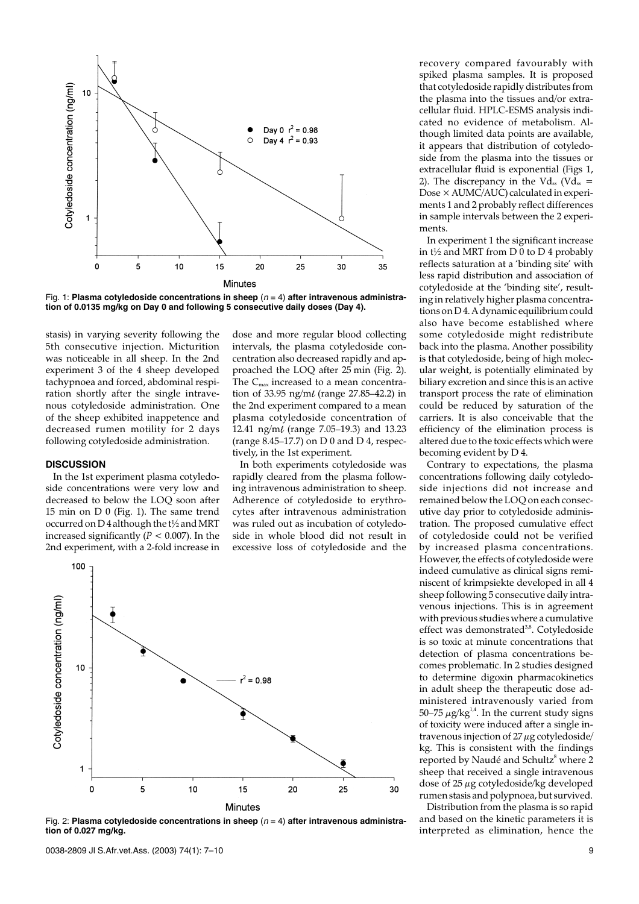Fig. 1: **Plasma cotyledoside concentrations in sheep ($n = 4$) after intravenous administration of 0.0135 mg/kg on Day 0 and following 5 consecutive daily doses (Day 4).**

stasis) in varying severity following the 5th consecutive injection. Micturition was noticeable in all sheep. In the 2nd experiment 3 of the 4 sheep developed tachypnoea and forced, abdominal respiration shortly after the single intravenous cotyledoside administration. One of the sheep exhibited inappetence and decreased rumen motility for 2 days following cotyledoside administration.

## DISCUSSION

In the 1st experiment plasma cotyledoside concentrations were very low and decreased to below the LOQ soon after 15 min on D 0 (Fig. 1). The same trend occurred on D 4 although the t½ and MRT increased significantly ($P < 0.007$). In the 2nd experiment, with a 2-fold increase in dose and more regular blood collecting intervals, the plasma cotyledoside concentration also decreased rapidly and approached the LOQ after 25 min (Fig. 2). The $C_{max}$ increased to a mean concentration of 33.95 ng/mℓ (range 27.85–42.2) in the 2nd experiment compared to a mean plasma cotyledoside concentration of 12.41 ng/mℓ (range 7.05–19.3) and 13.23 (range 8.45–17.7) on D 0 and D 4, respectively, in the 1st experiment.

In both experiments cotyledoside was rapidly cleared from the plasma following intravenous administration to sheep. Adherence of cotyledoside to erythrocytes after intravenous administration was ruled out as incubation of cotyledoside in whole blood did not result in excessive loss of cotyledoside and the recovery compared favourably with spiked plasma samples. It is proposed that cotyledoside rapidly distributes from the plasma into the tissues and/or extracellular fluid. HPLC-ESMS analysis indicated no evidence of metabolism. Although limited data points are available, it appears that distribution of cotyledoside from the plasma into the tissues or extracellular fluid is exponential (Figs 1, 2). The discrepancy in the $Vd_{ss}$ ($Vd_{ss}$ = Dose × AUMC/AUC) calculated in experiments 1 and 2 probably reflect differences in sample intervals between the 2 experiments.

In experiment 1 the significant increase in t½ and MRT from D 0 to D 4 probably reflects saturation at a 'binding site' with less rapid distribution and association of cotyledoside at the 'binding site', resulting in relatively higher plasma concentrations on D 4. A dynamic equilibrium could also have become established where some cotyledoside might redistribute back into the plasma. Another possibility is that cotyledoside, being of high molecular weight, is potentially eliminated by biliary excretion and since this is an active transport process the rate of elimination could be reduced by saturation of the carriers. It is also conceivable that the efficiency of the elimination process is altered due to the toxic effects which were becoming evident by D 4.

Contrary to expectations, the plasma concentrations following daily cotyledoside injections did not increase and remained below the LOQ on each consecutive day prior to cotyledoside administration. The proposed cumulative effect of cotyledoside could not be verified by increased plasma concentrations. However, the effects of cotyledoside were indeed cumulative as clinical signs reminiscent of krimpsiekte developed in all 4 sheep following 5 consecutive daily intravenous injections. This is in agreement with previous studies where a cumulative effect was demonstrated[3,8]. Cotyledoside is so toxic at minute concentrations that detection of plasma concentrations becomes problematic. In 2 studies designed to determine digoxin pharmacokinetics in adult sheep the therapeutic dose administered intravenously varied from 50–75 μg/kg[1,4]. In the current study signs of toxicity were induced after a single intravenous injection of 27 μg cotyledoside/kg. This is consistent with the findings reported by Naudé and Schultz[8] where 2 sheep that received a single intravenous dose of 25 μg cotyledoside/kg developed rumen stasis and polypnoea, but survived.

Distribution from the plasma is so rapid and based on the kinetic parameters it is interpreted as elimination, hence the

Fig. 2: **Plasma cotyledoside concentrations in sheep ($n = 4$) after intravenous administration of 0.027 mg/kg.**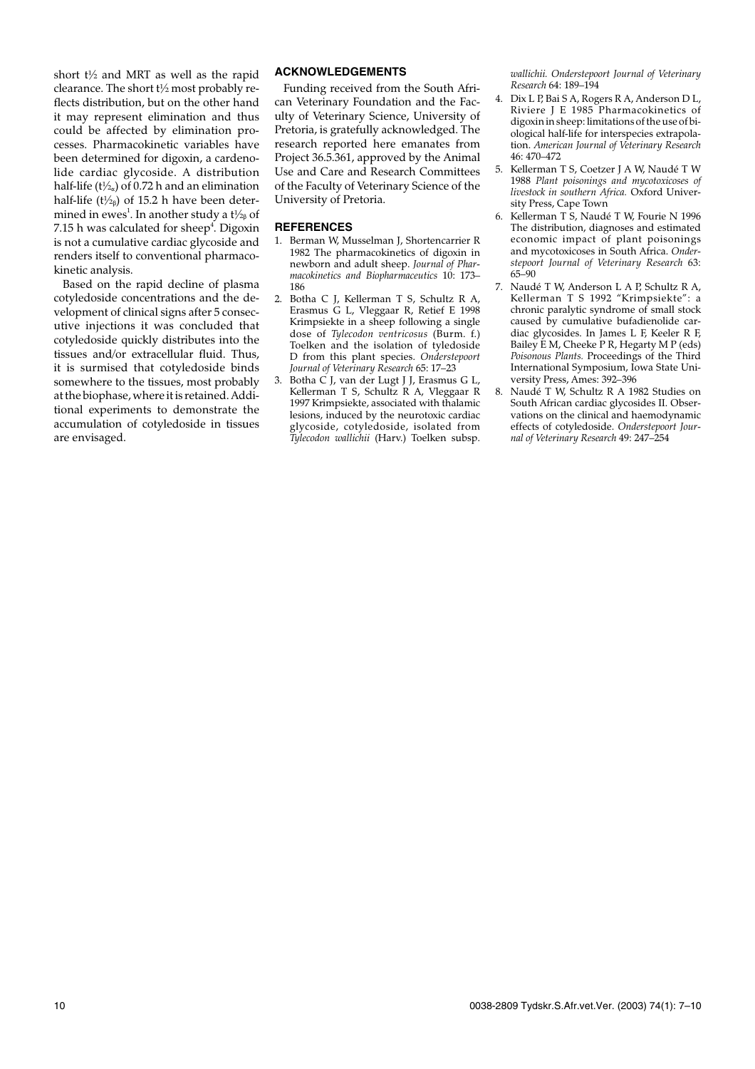short $t\frac{1}{2}$ and MRT as well as the rapid clearance. The short $t\frac{1}{2}$ most probably reflects distribution, but on the other hand it may represent elimination and thus could be affected by elimination processes. Pharmacokinetic variables have been determined for digoxin, a cardenolide cardiac glycoside. A distribution half-life ($t\frac{1}{2}_{\alpha}$) of 0.72 h and an elimination half-life ($t\frac{1}{2}_{\beta}$) of 15.2 h have been determined in ewes[1]. In another study a $t\frac{1}{2}_{\beta}$ of 7.15 h was calculated for sheep[4]. Digoxin is not a cumulative cardiac glycoside and renders itself to conventional pharmacokinetic analysis.

Based on the rapid decline of plasma cotyledoside concentrations and the development of clinical signs after 5 consecutive injections it was concluded that cotyledoside quickly distributes into the tissues and/or extracellular fluid. Thus, it is surmised that cotyledoside binds somewhere to the tissues, most probably at the biophase, where it is retained. Additional experiments to demonstrate the accumulation of cotyledoside in tissues are envisaged.

## ACKNOWLEDGEMENTS

Funding received from the South African Veterinary Foundation and the Faculty of Veterinary Science, University of Pretoria, is gratefully acknowledged. The research reported here emanates from Project 36.5.361, approved by the Animal Use and Care and Research Committees of the Faculty of Veterinary Science of the University of Pretoria.

## REFERENCES

1. Berman W, Musselman J, Shortencarrier R 1982 The pharmacokinetics of digoxin in newborn and adult sheep. *Journal of Pharmacokinetics and Biopharmaceutics* 10: 173–186
2. Botha C J, Kellerman T S, Schultz R A, Erasmus G L, Vleggaar R, Retief E 1998 Krimpsiekte in a sheep following a single dose of *Tylecodon ventricosus* (Burm. f.) Toelken and the isolation of tyledoside D from this plant species. *Onderstepoort Journal of Veterinary Research* 65: 17–23
3. Botha C J, van der Lugt J J, Erasmus G L, Kellerman T S, Schultz R A, Vleggaar R 1997 Krimpsiekte, associated with thalamic lesions, induced by the neurotoxic cardiac glycoside, cotyledoside, isolated from *Tylecodon wallichii* (Harv.) Toelken subsp. *wallichii. Onderstepoort Journal of Veterinary Research* 64: 189–194
4. Dix L P, Bai S A, Rogers R A, Anderson D L, Riviere J E 1985 Pharmacokinetics of digoxin in sheep: limitations of the use of biological half-life for interspecies extrapolation. *American Journal of Veterinary Research* 46: 470–472
5. Kellerman T S, Coetzer J A W, Naudé T W 1988 *Plant poisonings and mycotoxicoses of livestock in southern Africa.* Oxford University Press, Cape Town
6. Kellerman T S, Naudé T W, Fourie N 1996 The distribution, diagnoses and estimated economic impact of plant poisonings and mycotoxicoses in South Africa. *Onderstepoort Journal of Veterinary Research* 63: 65–90
7. Naudé T W, Anderson L A P, Schultz R A, Kellerman T S 1992 "Krimpsiekte": a chronic paralytic syndrome of small stock caused by cumulative bufadienolide cardiac glycosides. In James L F, Keeler R F, Bailey E M, Cheeke P R, Hegarty M P (eds) *Poisonous Plants.* Proceedings of the Third International Symposium, Iowa State University Press, Ames: 392–396
8. Naudé T W, Schultz R A 1982 Studies on South African cardiac glycosides II. Observations on the clinical and haemodynamic effects of cotyledoside. *Onderstepoort Journal of Veterinary Research* 49: 247–254